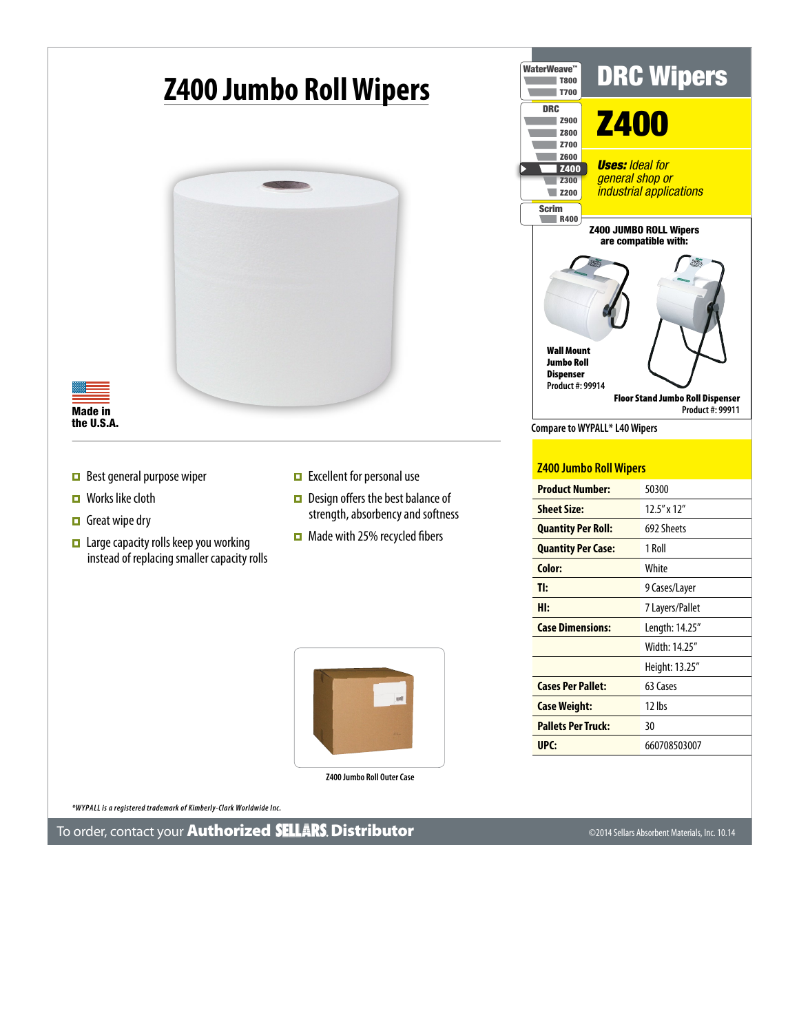# Z400 Jumbo Roll Wipers

Made in the U.S.A.

WaterWeave™
T800
T700

DRC
Z900
Z800
Z700
Z600
Z400
Z300
Z200

Scrim
R400

## DRC Wipers

# Z400

***Uses:*** *Ideal for general shop or industrial applications*

**Z400 JUMBO ROLL Wipers are compatible with:**

**Wall Mount Jumbo Roll Dispenser**
Product #: 99914

**Floor Stand Jumbo Roll Dispenser**
Product #: 99911

Compare to WYPALL* L40 Wipers

- Best general purpose wiper
- Works like cloth
- Great wipe dry
- Large capacity rolls keep you working instead of replacing smaller capacity rolls
- Excellent for personal use
- Design offers the best balance of strength, absorbency and softness
- Made with 25% recycled fibers

Z400 Jumbo Roll Outer Case

## Z400 Jumbo Roll Wipers

| | |
|---|---|
| **Product Number:** | 50300 |
| **Sheet Size:** | 12.5" x 12" |
| **Quantity Per Roll:** | 692 Sheets |
| **Quantity Per Case:** | 1 Roll |
| **Color:** | White |
| **TI:** | 9 Cases/Layer |
| **HI:** | 7 Layers/Pallet |
| **Case Dimensions:** | Length: 14.25" |
| | Width: 14.25" |
| | Height: 13.25" |
| **Cases Per Pallet:** | 63 Cases |
| **Case Weight:** | 12 lbs |
| **Pallets Per Truck:** | 30 |
| **UPC:** | 660708503007 |

*\*WYPALL is a registered trademark of Kimberly-Clark Worldwide Inc.*

To order, contact your **Authorized SELLARS Distributor**

©2014 Sellars Absorbent Materials, Inc. 10.14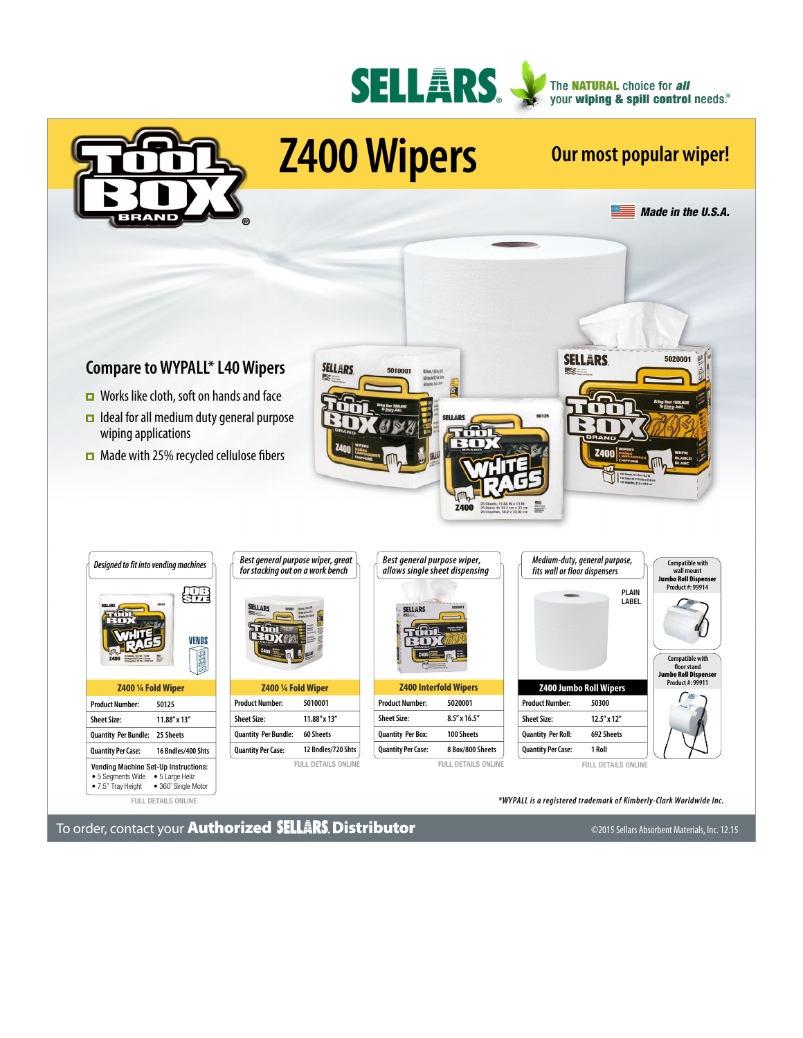SELLARS The NATURAL choice for all your wiping & spill control needs.®

# Z400 Wipers

**Our most popular wiper!**

TOOL BOX BRAND®

***Made in the U.S.A.***

## Compare to WYPALL* L40 Wipers

- Works like cloth, soft on hands and face
- Ideal for all medium duty general purpose wiping applications
- Made with 25% recycled cellulose fibers

### Z400 ¼ Fold Wiper

*Designed to fit into vending machines*

JOB SIZE — VENDS

| | |
|---|---|
| Product Number: | 50125 |
| Sheet Size: | 11.88" x 13" |
| Quantity Per Bundle: | 25 Sheets |
| Quantity Per Case: | 16 Bndles/400 Shts |

Vending Machine Set-Up Instructions:
- 5 Segments Wide
- 5 Large Heliz
- 7.5" Tray Height
- 360° Single Motor

FULL DETAILS ONLINE

### Z400 ¼ Fold Wiper

*Best general purpose wiper, great for stacking out on a work bench*

| | |
|---|---|
| Product Number: | 5010001 |
| Sheet Size: | 11.88" x 13" |
| Quantity Per Bundle: | 60 Sheets |
| Quantity Per Case: | 12 Bndles/720 Shts |

FULL DETAILS ONLINE

### Z400 Interfold Wipers

*Best general purpose wiper, allows single sheet dispensing*

| | |
|---|---|
| Product Number: | 5020001 |
| Sheet Size: | 8.5" x 16.5" |
| Quantity Per Box: | 100 Sheets |
| Quantity Per Case: | 8 Box/800 Sheets |

FULL DETAILS ONLINE

### Z400 Jumbo Roll Wipers

*Medium-duty, general purpose, fits wall or floor dispensers*

PLAIN LABEL

| | |
|---|---|
| Product Number: | 50300 |
| Sheet Size: | 12.5" x 12" |
| Quantity Per Roll: | 692 Sheets |
| Quantity Per Case: | 1 Roll |

FULL DETAILS ONLINE

Compatible with wall mount **Jumbo Roll Dispenser** Product #: 99914

Compatible with floor stand **Jumbo Roll Dispenser** Product #: 99911

**WYPALL is a registered trademark of Kimberly-Clark Worldwide Inc.*

To order, contact your **Authorized SELLARS Distributor**

©2015 Sellars Absorbent Materials, Inc. 12.15